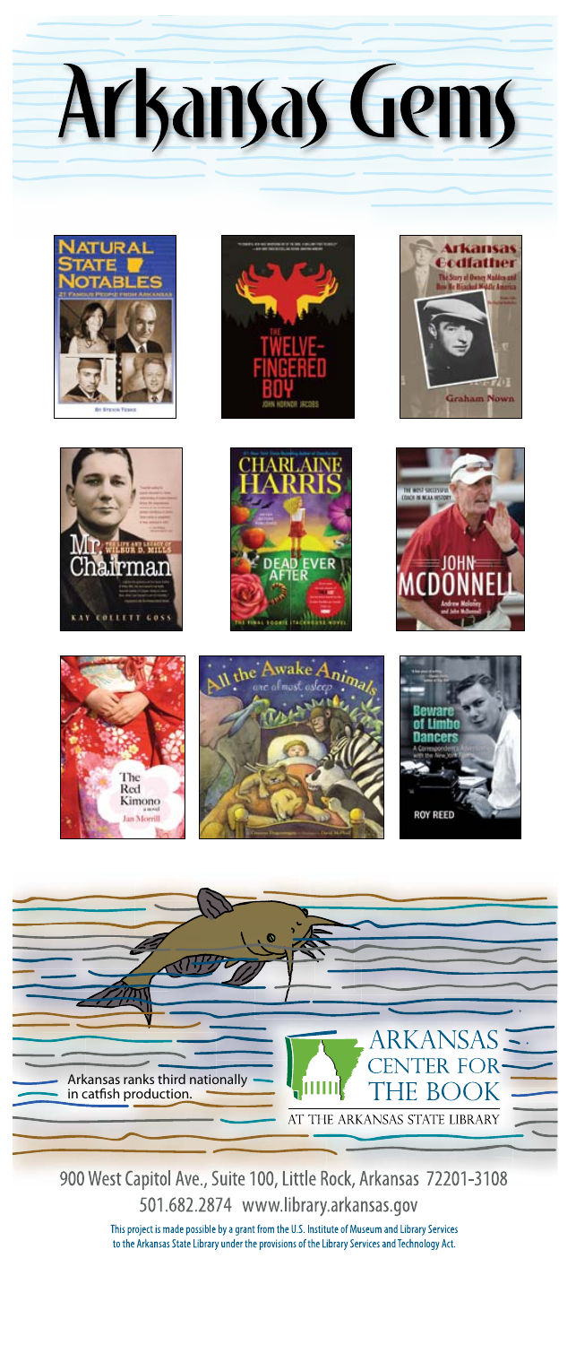# Arkansas Gems

Arkansas ranks third nationally in catfish production.

ARKANSAS CENTER FOR THE BOOK

AT THE ARKANSAS STATE LIBRARY

900 West Capitol Ave., Suite 100, Little Rock, Arkansas 72201-3108

501.682.2874 www.library.arkansas.gov

This project is made possible by a grant from the U.S. Institute of Museum and Library Services to the Arkansas State Library under the provisions of the Library Services and Technology Act.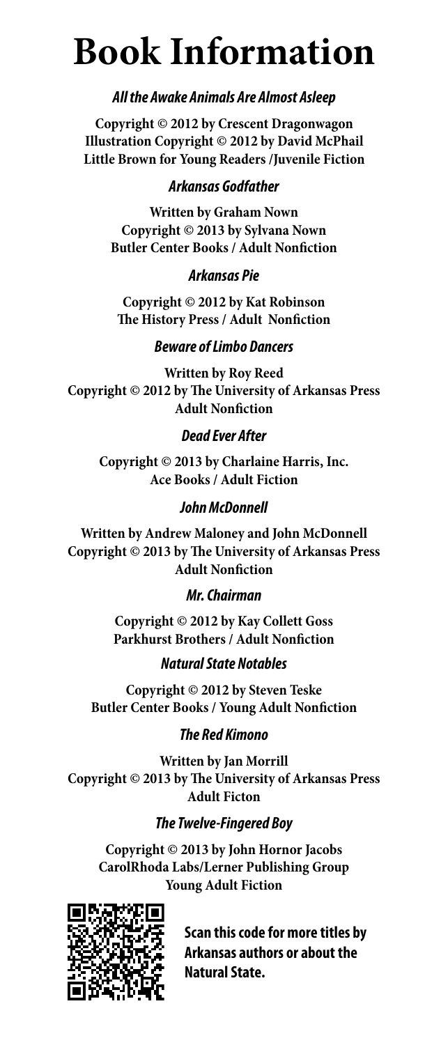# Book Information

### *All the Awake Animals Are Almost Asleep*

**Copyright © 2012 by Crescent Dragonwagon**
**Illustration Copyright © 2012 by David McPhail**
**Little Brown for Young Readers /Juvenile Fiction**

### *Arkansas Godfather*

**Written by Graham Nown**
**Copyright © 2013 by Sylvana Nown**
**Butler Center Books / Adult Nonfiction**

### *Arkansas Pie*

**Copyright © 2012 by Kat Robinson**
**The History Press / Adult Nonfiction**

### *Beware of Limbo Dancers*

**Written by Roy Reed**
**Copyright © 2012 by The University of Arkansas Press**
**Adult Nonfiction**

### *Dead Ever After*

**Copyright © 2013 by Charlaine Harris, Inc.**
**Ace Books / Adult Fiction**

### *John McDonnell*

**Written by Andrew Maloney and John McDonnell**
**Copyright © 2013 by The University of Arkansas Press**
**Adult Nonfiction**

### *Mr. Chairman*

**Copyright © 2012 by Kay Collett Goss**
**Parkhurst Brothers / Adult Nonfiction**

### *Natural State Notables*

**Copyright © 2012 by Steven Teske**
**Butler Center Books / Young Adult Nonfiction**

### *The Red Kimono*

**Written by Jan Morrill**
**Copyright © 2013 by The University of Arkansas Press**
**Adult Ficton**

### *The Twelve-Fingered Boy*

**Copyright © 2013 by John Hornor Jacobs**
**CarolRhoda Labs/Lerner Publishing Group**
**Young Adult Fiction**

**Scan this code for more titles by Arkansas authors or about the Natural State.**